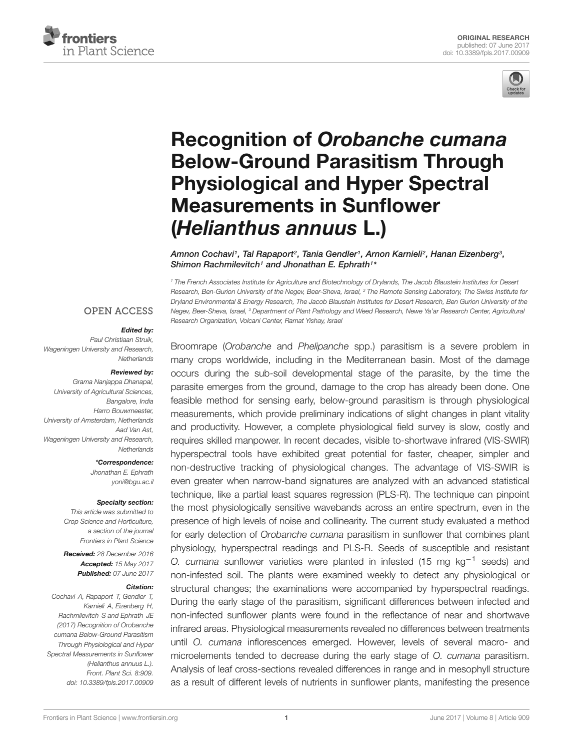ORIGINAL RESEARCH
published: 07 June 2017
doi: 10.3389/fpls.2017.00909

# Recognition of *Orobanche cumana* Below-Ground Parasitism Through Physiological and Hyper Spectral Measurements in Sunflower (*Helianthus annuus* L.)

*Amnon Cochavi[1], Tal Rapaport[2], Tania Gendler[1], Arnon Karnieli[2], Hanan Eizenberg[3], Shimon Rachmilevitch[1] and Jhonathan E. Ephrath[1]\**

[1] The French Associates Institute for Agriculture and Biotechnology of Drylands, The Jacob Blaustein Institutes for Desert Research, Ben-Gurion University of the Negev, Beer-Sheva, Israel, [2] The Remote Sensing Laboratory, The Swiss Institute for Dryland Environmental & Energy Research, The Jacob Blaustein Institutes for Desert Research, Ben Gurion University of the Negev, Beer-Sheva, Israel, [3] Department of Plant Pathology and Weed Research, Newe Ya'ar Research Center, Agricultural Research Organization, Volcani Center, Ramat Yishay, Israel

OPEN ACCESS

**Edited by:**
*Paul Christiaan Struik,*
*Wageningen University and Research, Netherlands*

**Reviewed by:**
*Grama Nanjappa Dhanapal,*
*University of Agricultural Sciences, Bangalore, India*
*Harro Bouwmeester,*
*University of Amsterdam, Netherlands*
*Aad Van Ast,*
*Wageningen University and Research, Netherlands*

**\*Correspondence:**
*Jhonathan E. Ephrath*
*yoni@bgu.ac.il*

**Specialty section:**
*This article was submitted to Crop Science and Horticulture, a section of the journal Frontiers in Plant Science*

**Received:** *28 December 2016*
**Accepted:** *15 May 2017*
**Published:** *07 June 2017*

**Citation:**
*Cochavi A, Rapaport T, Gendler T, Karnieli A, Eizenberg H, Rachmilevitch S and Ephrath JE (2017) Recognition of Orobanche cumana Below-Ground Parasitism Through Physiological and Hyper Spectral Measurements in Sunflower (Helianthus annuus L.). Front. Plant Sci. 8:909. doi: 10.3389/fpls.2017.00909*

Broomrape (*Orobanche* and *Phelipanche* spp.) parasitism is a severe problem in many crops worldwide, including in the Mediterranean basin. Most of the damage occurs during the sub-soil developmental stage of the parasite, by the time the parasite emerges from the ground, damage to the crop has already been done. One feasible method for sensing early, below-ground parasitism is through physiological measurements, which provide preliminary indications of slight changes in plant vitality and productivity. However, a complete physiological field survey is slow, costly and requires skilled manpower. In recent decades, visible to-shortwave infrared (VIS-SWIR) hyperspectral tools have exhibited great potential for faster, cheaper, simpler and non-destructive tracking of physiological changes. The advantage of VIS-SWIR is even greater when narrow-band signatures are analyzed with an advanced statistical technique, like a partial least squares regression (PLS-R). The technique can pinpoint the most physiologically sensitive wavebands across an entire spectrum, even in the presence of high levels of noise and collinearity. The current study evaluated a method for early detection of *Orobanche cumana* parasitism in sunflower that combines plant physiology, hyperspectral readings and PLS-R. Seeds of susceptible and resistant *O. cumana* sunflower varieties were planted in infested (15 mg $kg^{-1}$ seeds) and non-infested soil. The plants were examined weekly to detect any physiological or structural changes; the examinations were accompanied by hyperspectral readings. During the early stage of the parasitism, significant differences between infected and non-infected sunflower plants were found in the reflectance of near and shortwave infrared areas. Physiological measurements revealed no differences between treatments until *O. cumana* inflorescences emerged. However, levels of several macro- and microelements tended to decrease during the early stage of *O. cumana* parasitism. Analysis of leaf cross-sections revealed differences in range and in mesophyll structure as a result of different levels of nutrients in sunflower plants, manifesting the presence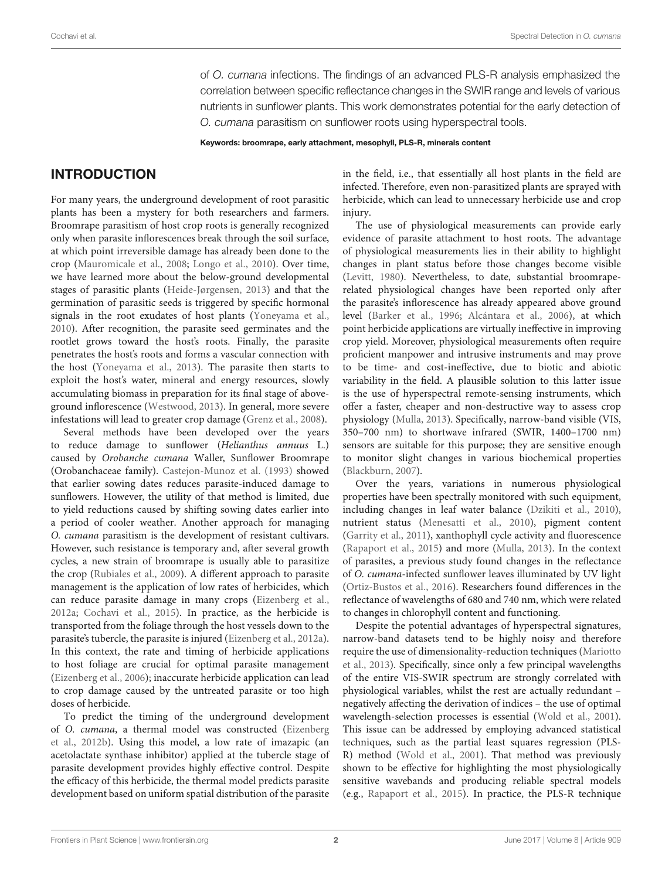of *O. cumana* infections. The findings of an advanced PLS-R analysis emphasized the correlation between specific reflectance changes in the SWIR range and levels of various nutrients in sunflower plants. This work demonstrates potential for the early detection of *O. cumana* parasitism on sunflower roots using hyperspectral tools.

**Keywords: broomrape, early attachment, mesophyll, PLS-R, minerals content**

## INTRODUCTION

For many years, the underground development of root parasitic plants has been a mystery for both researchers and farmers. Broomrape parasitism of host crop roots is generally recognized only when parasite inflorescences break through the soil surface, at which point irreversible damage has already been done to the crop (Mauromicale et al., 2008; Longo et al., 2010). Over time, we have learned more about the below-ground developmental stages of parasitic plants (Heide-Jørgensen, 2013) and that the germination of parasitic seeds is triggered by specific hormonal signals in the root exudates of host plants (Yoneyama et al., 2010). After recognition, the parasite seed germinates and the rootlet grows toward the host's roots. Finally, the parasite penetrates the host's roots and forms a vascular connection with the host (Yoneyama et al., 2013). The parasite then starts to exploit the host's water, mineral and energy resources, slowly accumulating biomass in preparation for its final stage of above-ground inflorescence (Westwood, 2013). In general, more severe infestations will lead to greater crop damage (Grenz et al., 2008).

Several methods have been developed over the years to reduce damage to sunflower (*Helianthus annuus* L.) caused by *Orobanche cumana* Waller, Sunflower Broomrape (Orobanchaceae family). Castejon-Munoz et al. (1993) showed that earlier sowing dates reduces parasite-induced damage to sunflowers. However, the utility of that method is limited, due to yield reductions caused by shifting sowing dates earlier into a period of cooler weather. Another approach for managing *O. cumana* parasitism is the development of resistant cultivars. However, such resistance is temporary and, after several growth cycles, a new strain of broomrape is usually able to parasitize the crop (Rubiales et al., 2009). A different approach to parasite management is the application of low rates of herbicides, which can reduce parasite damage in many crops (Eizenberg et al., 2012a; Cochavi et al., 2015). In practice, as the herbicide is transported from the foliage through the host vessels down to the parasite's tubercle, the parasite is injured (Eizenberg et al., 2012a). In this context, the rate and timing of herbicide applications to host foliage are crucial for optimal parasite management (Eizenberg et al., 2006); inaccurate herbicide application can lead to crop damage caused by the untreated parasite or too high doses of herbicide.

To predict the timing of the underground development of *O. cumana*, a thermal model was constructed (Eizenberg et al., 2012b). Using this model, a low rate of imazapic (an acetolactate synthase inhibitor) applied at the tubercle stage of parasite development provides highly effective control. Despite the efficacy of this herbicide, the thermal model predicts parasite development based on uniform spatial distribution of the parasite in the field, i.e., that essentially all host plants in the field are infected. Therefore, even non-parasitized plants are sprayed with herbicide, which can lead to unnecessary herbicide use and crop injury.

The use of physiological measurements can provide early evidence of parasite attachment to host roots. The advantage of physiological measurements lies in their ability to highlight changes in plant status before those changes become visible (Levitt, 1980). Nevertheless, to date, substantial broomrape-related physiological changes have been reported only after the parasite's inflorescence has already appeared above ground level (Barker et al., 1996; Alcántara et al., 2006), at which point herbicide applications are virtually ineffective in improving crop yield. Moreover, physiological measurements often require proficient manpower and intrusive instruments and may prove to be time- and cost-ineffective, due to biotic and abiotic variability in the field. A plausible solution to this latter issue is the use of hyperspectral remote-sensing instruments, which offer a faster, cheaper and non-destructive way to assess crop physiology (Mulla, 2013). Specifically, narrow-band visible (VIS, 350–700 nm) to shortwave infrared (SWIR, 1400–1700 nm) sensors are suitable for this purpose; they are sensitive enough to monitor slight changes in various biochemical properties (Blackburn, 2007).

Over the years, variations in numerous physiological properties have been spectrally monitored with such equipment, including changes in leaf water balance (Dzikiti et al., 2010), nutrient status (Menesatti et al., 2010), pigment content (Garrity et al., 2011), xanthophyll cycle activity and fluorescence (Rapaport et al., 2015) and more (Mulla, 2013). In the context of parasites, a previous study found changes in the reflectance of *O. cumana*-infected sunflower leaves illuminated by UV light (Ortiz-Bustos et al., 2016). Researchers found differences in the reflectance of wavelengths of 680 and 740 nm, which were related to changes in chlorophyll content and functioning.

Despite the potential advantages of hyperspectral signatures, narrow-band datasets tend to be highly noisy and therefore require the use of dimensionality-reduction techniques (Mariotto et al., 2013). Specifically, since only a few principal wavelengths of the entire VIS-SWIR spectrum are strongly correlated with physiological variables, whilst the rest are actually redundant – negatively affecting the derivation of indices – the use of optimal wavelength-selection processes is essential (Wold et al., 2001). This issue can be addressed by employing advanced statistical techniques, such as the partial least squares regression (PLS-R) method (Wold et al., 2001). That method was previously shown to be effective for highlighting the most physiologically sensitive wavebands and producing reliable spectral models (e.g., Rapaport et al., 2015). In practice, the PLS-R technique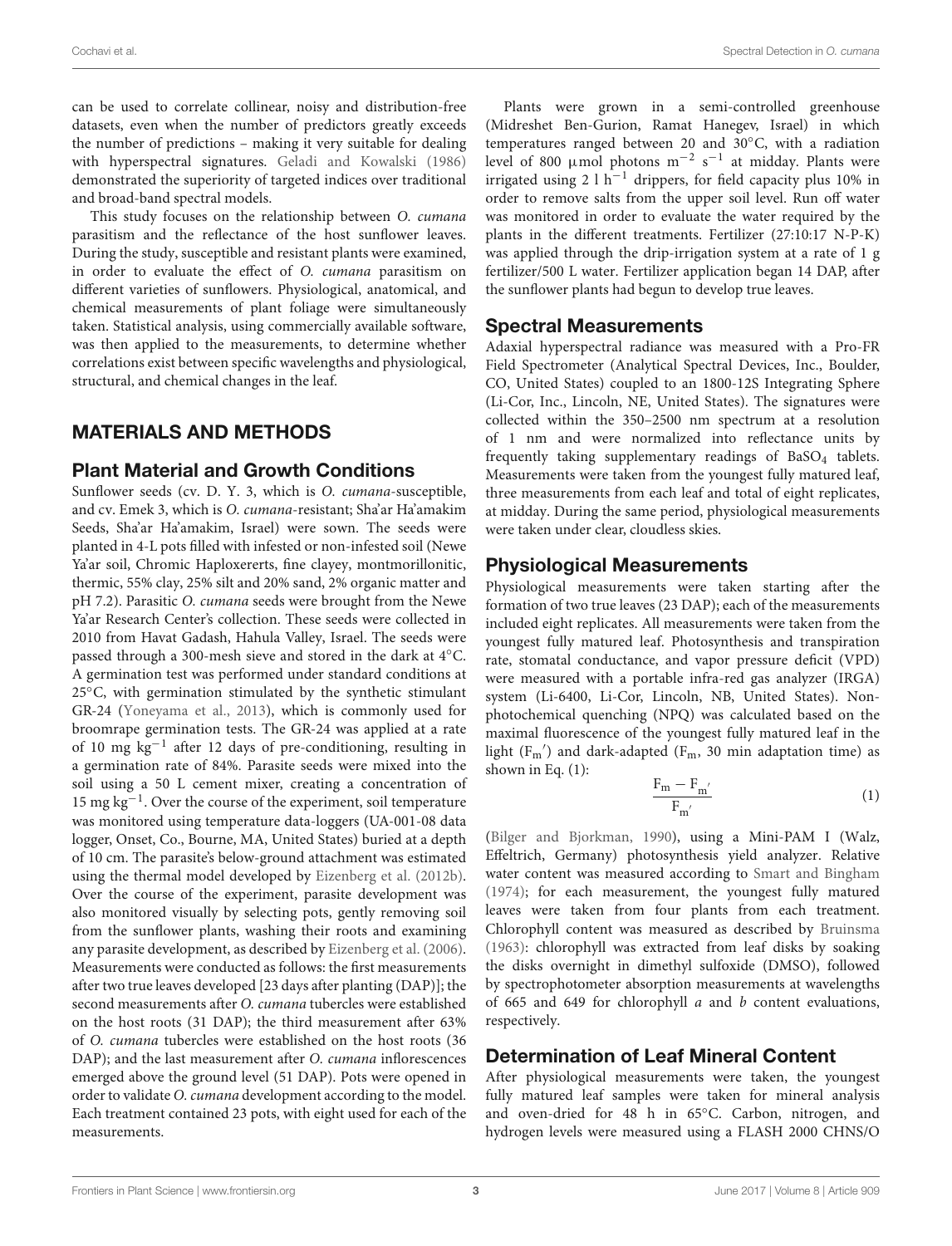can be used to correlate collinear, noisy and distribution-free datasets, even when the number of predictors greatly exceeds the number of predictions – making it very suitable for dealing with hyperspectral signatures. Geladi and Kowalski (1986) demonstrated the superiority of targeted indices over traditional and broad-band spectral models.

This study focuses on the relationship between *O. cumana* parasitism and the reflectance of the host sunflower leaves. During the study, susceptible and resistant plants were examined, in order to evaluate the effect of *O. cumana* parasitism on different varieties of sunflowers. Physiological, anatomical, and chemical measurements of plant foliage were simultaneously taken. Statistical analysis, using commercially available software, was then applied to the measurements, to determine whether correlations exist between specific wavelengths and physiological, structural, and chemical changes in the leaf.

## MATERIALS AND METHODS

### Plant Material and Growth Conditions

Sunflower seeds (cv. D. Y. 3, which is *O. cumana*-susceptible, and cv. Emek 3, which is *O. cumana*-resistant; Sha'ar Ha'amakim Seeds, Sha'ar Ha'amakim, Israel) were sown. The seeds were planted in 4-L pots filled with infested or non-infested soil (Newe Ya'ar soil, Chromic Haploxererts, fine clayey, montmorillonitic, thermic, 55% clay, 25% silt and 20% sand, 2% organic matter and pH 7.2). Parasitic *O. cumana* seeds were brought from the Newe Ya'ar Research Center's collection. These seeds were collected in 2010 from Havat Gadash, Hahula Valley, Israel. The seeds were passed through a 300-mesh sieve and stored in the dark at 4°C. A germination test was performed under standard conditions at 25°C, with germination stimulated by the synthetic stimulant GR-24 (Yoneyama et al., 2013), which is commonly used for broomrape germination tests. The GR-24 was applied at a rate of 10 mg $kg^{-1}$ after 12 days of pre-conditioning, resulting in a germination rate of 84%. Parasite seeds were mixed into the soil using a 50 L cement mixer, creating a concentration of 15 mg $kg^{-1}$. Over the course of the experiment, soil temperature was monitored using temperature data-loggers (UA-001-08 data logger, Onset, Co., Bourne, MA, United States) buried at a depth of 10 cm. The parasite's below-ground attachment was estimated using the thermal model developed by Eizenberg et al. (2012b). Over the course of the experiment, parasite development was also monitored visually by selecting pots, gently removing soil from the sunflower plants, washing their roots and examining any parasite development, as described by Eizenberg et al. (2006). Measurements were conducted as follows: the first measurements after two true leaves developed [23 days after planting (DAP)]; the second measurements after *O. cumana* tubercles were established on the host roots (31 DAP); the third measurement after 63% of *O. cumana* tubercles were established on the host roots (36 DAP); and the last measurement after *O. cumana* inflorescences emerged above the ground level (51 DAP). Pots were opened in order to validate *O. cumana* development according to the model. Each treatment contained 23 pots, with eight used for each of the measurements.

Plants were grown in a semi-controlled greenhouse (Midreshet Ben-Gurion, Ramat Hanegev, Israel) in which temperatures ranged between 20 and 30°C, with a radiation level of 800 μmol photons $m^{-2}$ $s^{-1}$ at midday. Plants were irrigated using 2 l $h^{-1}$ drippers, for field capacity plus 10% in order to remove salts from the upper soil level. Run off water was monitored in order to evaluate the water required by the plants in the different treatments. Fertilizer (27:10:17 N-P-K) was applied through the drip-irrigation system at a rate of 1 g fertilizer/500 L water. Fertilizer application began 14 DAP, after the sunflower plants had begun to develop true leaves.

### Spectral Measurements

Adaxial hyperspectral radiance was measured with a Pro-FR Field Spectrometer (Analytical Spectral Devices, Inc., Boulder, CO, United States) coupled to an 1800-12S Integrating Sphere (Li-Cor, Inc., Lincoln, NE, United States). The signatures were collected within the 350–2500 nm spectrum at a resolution of 1 nm and were normalized into reflectance units by frequently taking supplementary readings of $BaSO_4$ tablets. Measurements were taken from the youngest fully matured leaf, three measurements from each leaf and total of eight replicates, at midday. During the same period, physiological measurements were taken under clear, cloudless skies.

### Physiological Measurements

Physiological measurements were taken starting after the formation of two true leaves (23 DAP); each of the measurements included eight replicates. All measurements were taken from the youngest fully matured leaf. Photosynthesis and transpiration rate, stomatal conductance, and vapor pressure deficit (VPD) were measured with a portable infra-red gas analyzer (IRGA) system (Li-6400, Li-Cor, Lincoln, NB, United States). Non-photochemical quenching (NPQ) was calculated based on the maximal fluorescence of the youngest fully matured leaf in the light ($F_m'$) and dark-adapted ($F_m$, 30 min adaptation time) as shown in Eq. (1):

$$\frac{F_m - F_{m'}}{F_{m'}} \tag{1}$$

(Bilger and Bjorkman, 1990), using a Mini-PAM I (Walz, Effeltrich, Germany) photosynthesis yield analyzer. Relative water content was measured according to Smart and Bingham (1974); for each measurement, the youngest fully matured leaves were taken from four plants from each treatment. Chlorophyll content was measured as described by Bruinsma (1963): chlorophyll was extracted from leaf disks by soaking the disks overnight in dimethyl sulfoxide (DMSO), followed by spectrophotometer absorption measurements at wavelengths of 665 and 649 for chlorophyll *a* and *b* content evaluations, respectively.

### Determination of Leaf Mineral Content

After physiological measurements were taken, the youngest fully matured leaf samples were taken for mineral analysis and oven-dried for 48 h in 65°C. Carbon, nitrogen, and hydrogen levels were measured using a FLASH 2000 CHNS/O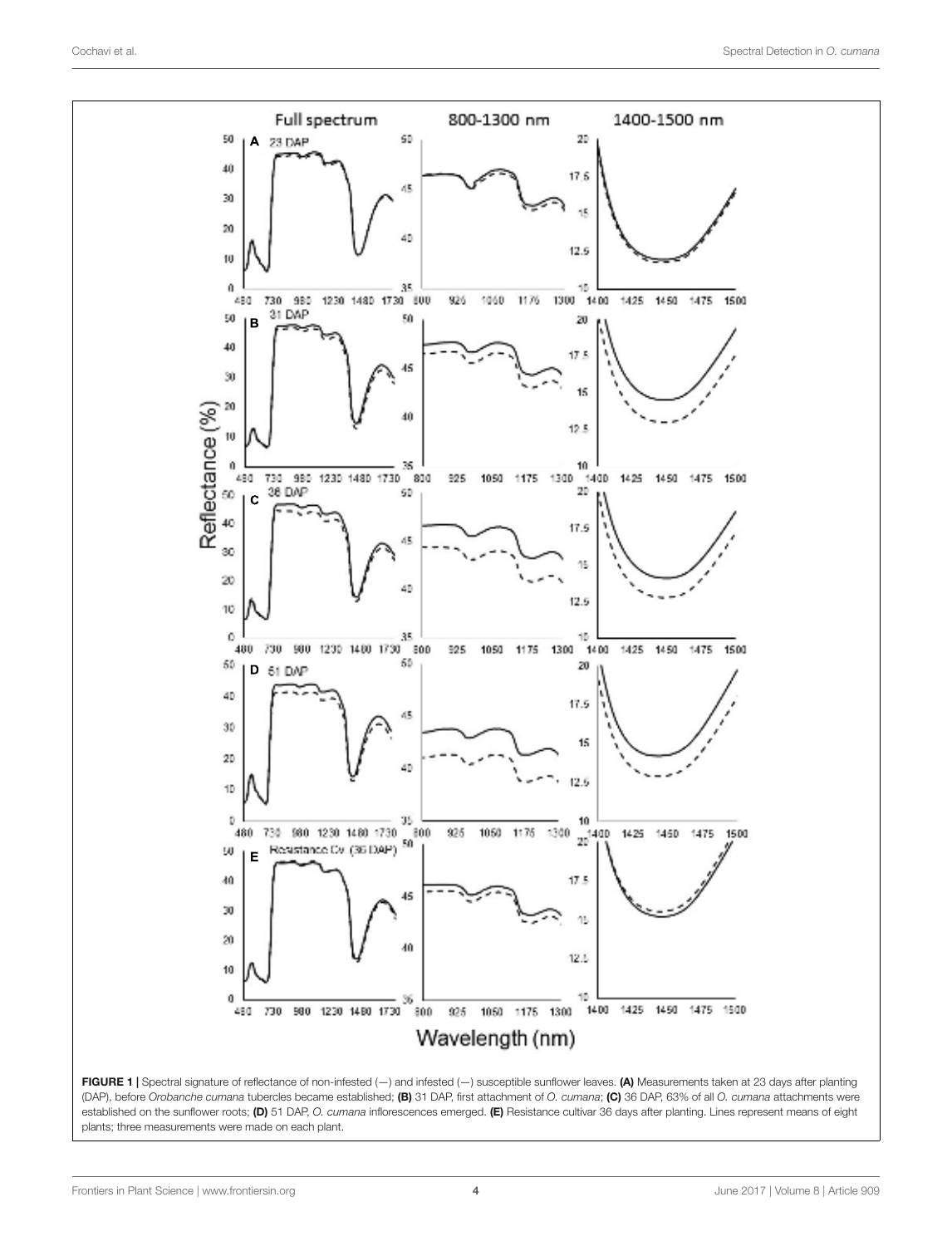FIGURE 1 | Spectral signature of reflectance of non-infested (—) and infested (—) susceptible sunflower leaves. **(A)** Measurements taken at 23 days after planting (DAP), before *Orobanche cumana* tubercles became established; **(B)** 31 DAP, first attachment of *O. cumana*; **(C)** 36 DAP, 63% of all *O. cumana* attachments were established on the sunflower roots; **(D)** 51 DAP, *O. cumana* inflorescences emerged. **(E)** Resistance cultivar 36 days after planting. Lines represent means of eight plants; three measurements were made on each plant.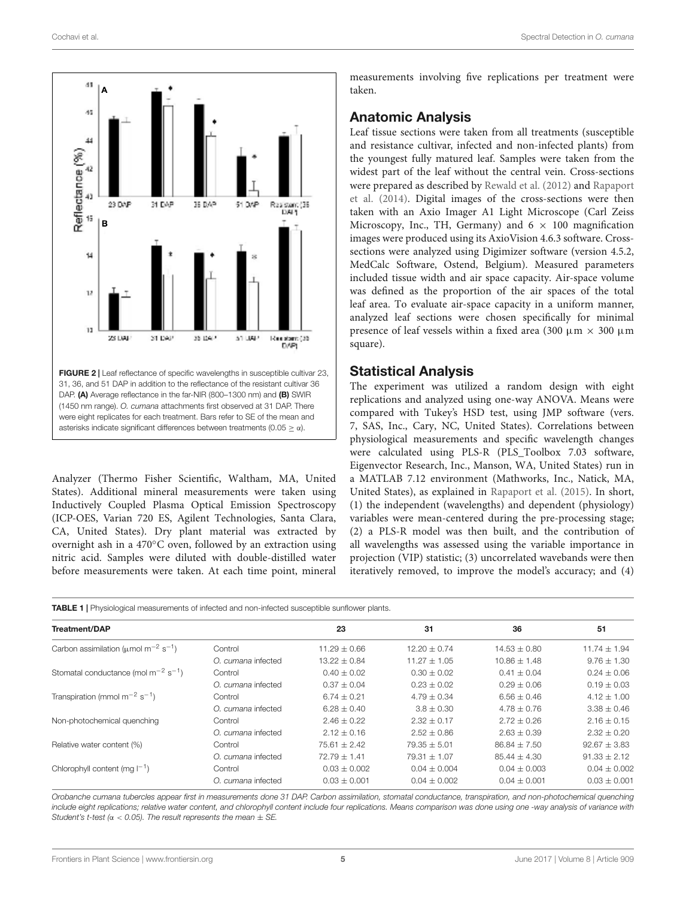FIGURE 2 | Leaf reflectance of specific wavelengths in susceptible cultivar 23, 31, 36, and 51 DAP in addition to the reflectance of the resistant cultivar 36 DAP. **(A)** Average reflectance in the far-NIR (800–1300 nm) and **(B)** SWIR (1450 nm range). *O. cumana* attachments first observed at 31 DAP. There were eight replicates for each treatment. Bars refer to SE of the mean and asterisks indicate significant differences between treatments (0.05 ≥ α).

Analyzer (Thermo Fisher Scientific, Waltham, MA, United States). Additional mineral measurements were taken using Inductively Coupled Plasma Optical Emission Spectroscopy (ICP-OES, Varian 720 ES, Agilent Technologies, Santa Clara, CA, United States). Dry plant material was extracted by overnight ash in a 470°C oven, followed by an extraction using nitric acid. Samples were diluted with double-distilled water before measurements were taken. At each time point, mineral measurements involving five replications per treatment were taken.

## Anatomic Analysis

Leaf tissue sections were taken from all treatments (susceptible and resistance cultivar, infected and non-infected plants) from the youngest fully matured leaf. Samples were taken from the widest part of the leaf without the central vein. Cross-sections were prepared as described by Rewald et al. (2012) and Rapaport et al. (2014). Digital images of the cross-sections were then taken with an Axio Imager A1 Light Microscope (Carl Zeiss Microscopy, Inc., TH, Germany) and 6 × 100 magnification images were produced using its AxioVision 4.6.3 software. Cross-sections were analyzed using Digimizer software (version 4.5.2, MedCalc Software, Ostend, Belgium). Measured parameters included tissue width and air space capacity. Air-space volume was defined as the proportion of the air spaces of the total leaf area. To evaluate air-space capacity in a uniform manner, analyzed leaf sections were chosen specifically for minimal presence of leaf vessels within a fixed area (300 μm × 300 μm square).

## Statistical Analysis

The experiment was utilized a random design with eight replications and analyzed using one-way ANOVA. Means were compared with Tukey's HSD test, using JMP software (vers. 7, SAS, Inc., Cary, NC, United States). Correlations between physiological measurements and specific wavelength changes were calculated using PLS-R (PLS_Toolbox 7.03 software, Eigenvector Research, Inc., Manson, WA, United States) run in a MATLAB 7.12 environment (Mathworks, Inc., Natick, MA, United States), as explained in Rapaport et al. (2015). In short, (1) the independent (wavelengths) and dependent (physiology) variables were mean-centered during the pre-processing stage; (2) a PLS-R model was then built, and the contribution of all wavelengths was assessed using the variable importance in projection (VIP) statistic; (3) uncorrelated wavebands were then iteratively removed, to improve the model's accuracy; and (4)

TABLE 1 | Physiological measurements of infected and non-infected susceptible sunflower plants.

| Treatment/DAP | | 23 | 31 | 36 | 51 |
|---|---|---|---|---|---|
| Carbon assimilation (μmol $m^{-2}$ $s^{-1}$) | Control | 11.29 ± 0.66 | 12.20 ± 0.74 | 14.53 ± 0.80 | 11.74 ± 1.94 |
| | *O. cumana* infected | 13.22 ± 0.84 | 11.27 ± 1.05 | 10.86 ± 1.48 | 9.76 ± 1.30 |
| Stomatal conductance (mol $m^{-2}$ $s^{-1}$) | Control | 0.40 ± 0.02 | 0.30 ± 0.02 | 0.41 ± 0.04 | 0.24 ± 0.06 |
| | *O. cumana* infected | 0.37 ± 0.04 | 0.23 ± 0.02 | 0.29 ± 0.06 | 0.19 ± 0.03 |
| Transpiration (mmol $m^{-2}$ $s^{-1}$) | Control | 6.74 ± 0.21 | 4.79 ± 0.34 | 6.56 ± 0.46 | 4.12 ± 1.00 |
| | *O. cumana* infected | 6.28 ± 0.40 | 3.8 ± 0.30 | 4.78 ± 0.76 | 3.38 ± 0.46 |
| Non-photochemical quenching | Control | 2.46 ± 0.22 | 2.32 ± 0.17 | 2.72 ± 0.26 | 2.16 ± 0.15 |
| | *O. cumana* infected | 2.12 ± 0.16 | 2.52 ± 0.86 | 2.63 ± 0.39 | 2.32 ± 0.20 |
| Relative water content (%) | Control | 75.61 ± 2.42 | 79.35 ± 5.01 | 86.84 ± 7.50 | 92.67 ± 3.83 |
| | *O. cumana* infected | 72.79 ± 1.41 | 79.31 ± 1.07 | 85.44 ± 4.30 | 91.33 ± 2.12 |
| Chlorophyll content (mg $l^{-1}$) | Control | 0.03 ± 0.002 | 0.04 ± 0.004 | 0.04 ± 0.003 | 0.04 ± 0.002 |
| | *O. cumana* infected | 0.03 ± 0.001 | 0.04 ± 0.002 | 0.04 ± 0.001 | 0.03 ± 0.001 |

*Orobanche cumana tubercles appear first in measurements done 31 DAP. Carbon assimilation, stomatal conductance, transpiration, and non-photochemical quenching include eight replications; relative water content, and chlorophyll content include four replications. Means comparison was done using one -way analysis of variance with Student's t-test (α < 0.05). The result represents the mean ± SE.*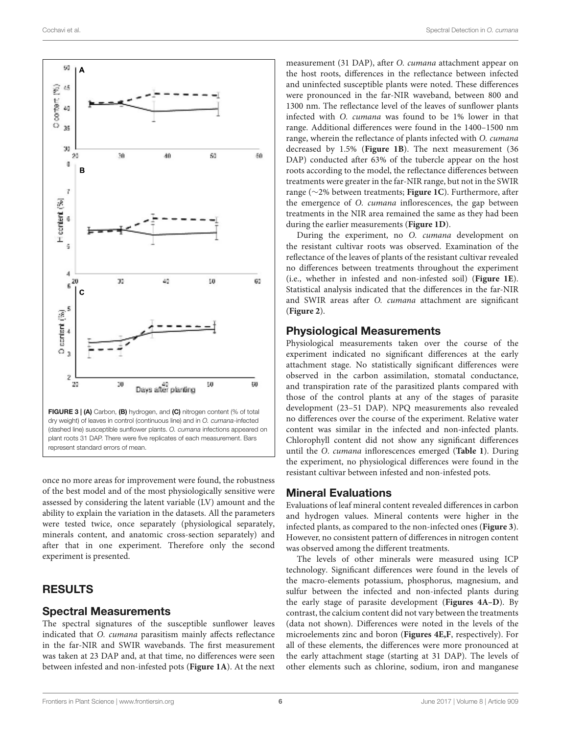FIGURE 3 | **(A)** Carbon, **(B)** hydrogen, and **(C)** nitrogen content (% of total dry weight) of leaves in control (continuous line) and in *O. cumana*-infected (dashed line) susceptible sunflower plants. *O. cumana* infections appeared on plant roots 31 DAP. There were five replicates of each measurement. Bars represent standard errors of mean.

once no more areas for improvement were found, the robustness of the best model and of the most physiologically sensitive were assessed by considering the latent variable (LV) amount and the ability to explain the variation in the datasets. All the parameters were tested twice, once separately (physiological separately, minerals content, and anatomic cross-section separately) and after that in one experiment. Therefore only the second experiment is presented.

## RESULTS

### Spectral Measurements

The spectral signatures of the susceptible sunflower leaves indicated that *O. cumana* parasitism mainly affects reflectance in the far-NIR and SWIR wavebands. The first measurement was taken at 23 DAP and, at that time, no differences were seen between infested and non-infested pots (**Figure 1A**). At the next measurement (31 DAP), after *O. cumana* attachment appear on the host roots, differences in the reflectance between infected and uninfected susceptible plants were noted. These differences were pronounced in the far-NIR waveband, between 800 and 1300 nm. The reflectance level of the leaves of sunflower plants infected with *O. cumana* was found to be 1% lower in that range. Additional differences were found in the 1400–1500 nm range, wherein the reflectance of plants infected with *O. cumana* decreased by 1.5% (**Figure 1B**). The next measurement (36 DAP) conducted after 63% of the tubercle appear on the host roots according to the model, the reflectance differences between treatments were greater in the far-NIR range, but not in the SWIR range (~2% between treatments; **Figure 1C**). Furthermore, after the emergence of *O. cumana* inflorescences, the gap between treatments in the NIR area remained the same as they had been during the earlier measurements (**Figure 1D**).

During the experiment, no *O. cumana* development on the resistant cultivar roots was observed. Examination of the reflectance of the leaves of plants of the resistant cultivar revealed no differences between treatments throughout the experiment (i.e., whether in infested and non-infested soil) (**Figure 1E**). Statistical analysis indicated that the differences in the far-NIR and SWIR areas after *O. cumana* attachment are significant (**Figure 2**).

### Physiological Measurements

Physiological measurements taken over the course of the experiment indicated no significant differences at the early attachment stage. No statistically significant differences were observed in the carbon assimilation, stomatal conductance, and transpiration rate of the parasitized plants compared with those of the control plants at any of the stages of parasite development (23–51 DAP). NPQ measurements also revealed no differences over the course of the experiment. Relative water content was similar in the infected and non-infected plants. Chlorophyll content did not show any significant differences until the *O. cumana* inflorescences emerged (**Table 1**). During the experiment, no physiological differences were found in the resistant cultivar between infested and non-infested pots.

### Mineral Evaluations

Evaluations of leaf mineral content revealed differences in carbon and hydrogen values. Mineral contents were higher in the infected plants, as compared to the non-infected ones (**Figure 3**). However, no consistent pattern of differences in nitrogen content was observed among the different treatments.

The levels of other minerals were measured using ICP technology. Significant differences were found in the levels of the macro-elements potassium, phosphorus, magnesium, and sulfur between the infected and non-infected plants during the early stage of parasite development (**Figures 4A–D**). By contrast, the calcium content did not vary between the treatments (data not shown). Differences were noted in the levels of the microelements zinc and boron (**Figures 4E,F**, respectively). For all of these elements, the differences were more pronounced at the early attachment stage (starting at 31 DAP). The levels of other elements such as chlorine, sodium, iron and manganese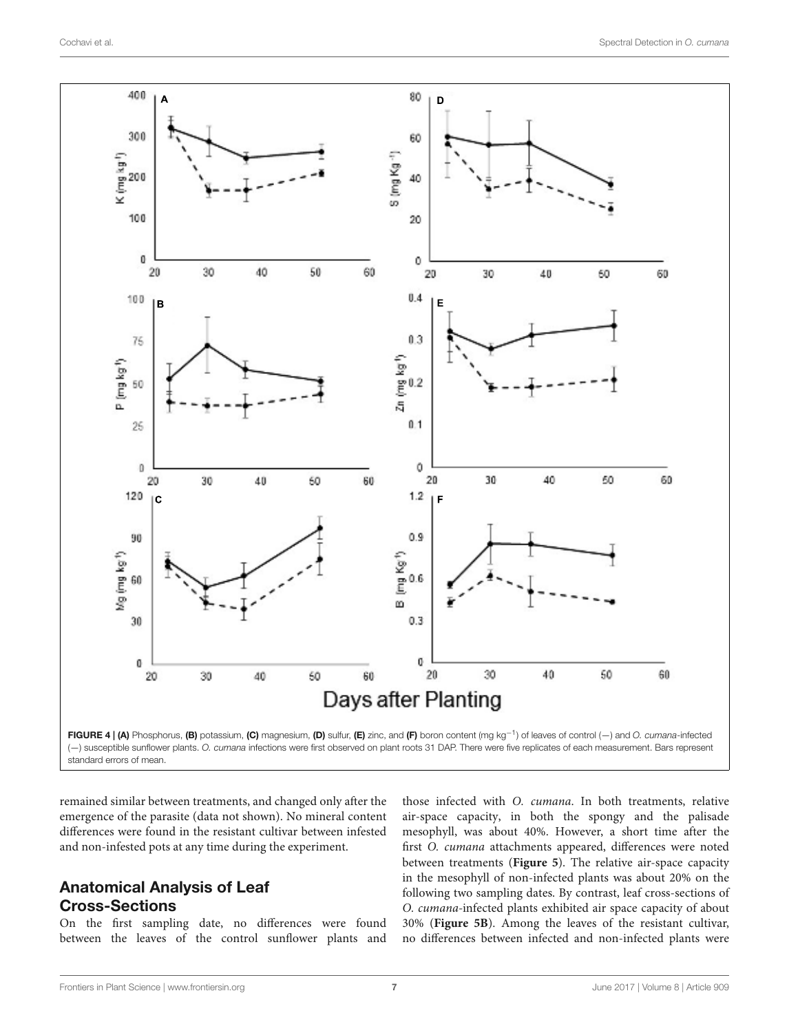FIGURE 4 | (A) Phosphorus, (B) potassium, (C) magnesium, (D) sulfur, (E) zinc, and (F) boron content (mg kg$^{-1}$) of leaves of control (—) and *O. cumana*-infected (—) susceptible sunflower plants. *O. cumana* infections were first observed on plant roots 31 DAP. There were five replicates of each measurement. Bars represent standard errors of mean.

remained similar between treatments, and changed only after the emergence of the parasite (data not shown). No mineral content differences were found in the resistant cultivar between infested and non-infested pots at any time during the experiment.

## Anatomical Analysis of Leaf Cross-Sections

On the first sampling date, no differences were found between the leaves of the control sunflower plants and those infected with *O. cumana*. In both treatments, relative air-space capacity, in both the spongy and the palisade mesophyll, was about 40%. However, a short time after the first *O. cumana* attachments appeared, differences were noted between treatments (**Figure 5**). The relative air-space capacity in the mesophyll of non-infected plants was about 20% on the following two sampling dates. By contrast, leaf cross-sections of *O. cumana*-infected plants exhibited air space capacity of about 30% (**Figure 5B**). Among the leaves of the resistant cultivar, no differences between infected and non-infected plants were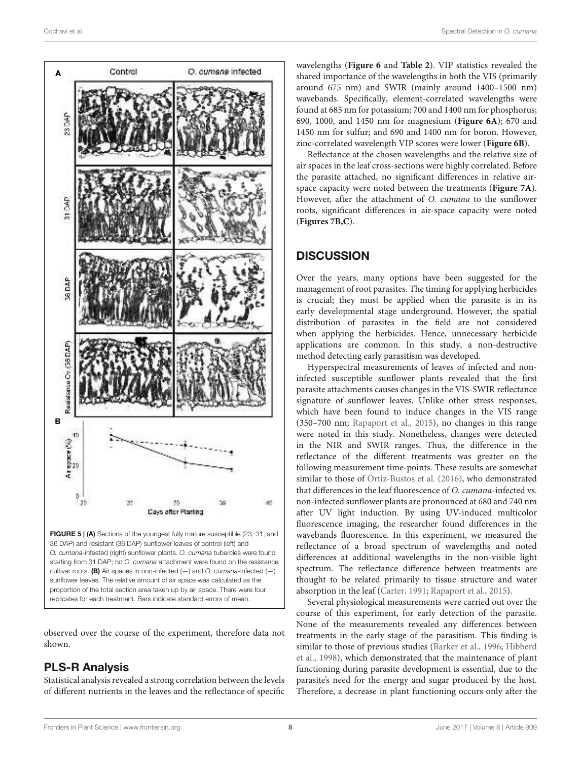**FIGURE 5 | (A)** Sections of the youngest fully mature susceptible (23, 31, and 36 DAP) and resistant (36 DAP) sunflower leaves of control (left) and *O. cumana*-infested (right) sunflower plants. *O. cumana* tubercles were found starting from 31 DAP; no *O. cumana* attachment were found on the resistance cultivar roots. **(B)** Air spaces in non-infected (—) and *O. cumana*-infected (—) sunflower leaves. The relative amount of air space was calculated as the proportion of the total section area taken up by air space. There were four replicates for each treatment. Bars indicate standard errors of mean.

observed over the course of the experiment, therefore data not shown.

## PLS-R Analysis

Statistical analysis revealed a strong correlation between the levels of different nutrients in the leaves and the reflectance of specific wavelengths (**Figure 6** and **Table 2**). VIP statistics revealed the shared importance of the wavelengths in both the VIS (primarily around 675 nm) and SWIR (mainly around 1400–1500 nm) wavebands. Specifically, element-correlated wavelengths were found at 685 nm for potassium; 700 and 1400 nm for phosphorus; 690, 1000, and 1450 nm for magnesium (**Figure 6A**); 670 and 1450 nm for sulfur; and 690 and 1400 nm for boron. However, zinc-correlated wavelength VIP scores were lower (**Figure 6B**).

Reflectance at the chosen wavelengths and the relative size of air spaces in the leaf cross-sections were highly correlated. Before the parasite attached, no significant differences in relative air-space capacity were noted between the treatments (**Figure 7A**). However, after the attachment of *O. cumana* to the sunflower roots, significant differences in air-space capacity were noted (**Figures 7B,C**).

## DISCUSSION

Over the years, many options have been suggested for the management of root parasites. The timing for applying herbicides is crucial; they must be applied when the parasite is in its early developmental stage underground. However, the spatial distribution of parasites in the field are not considered when applying the herbicides. Hence, unnecessary herbicide applications are common. In this study, a non-destructive method detecting early parasitism was developed.

Hyperspectral measurements of leaves of infected and non-infected susceptible sunflower plants revealed that the first parasite attachments causes changes in the VIS-SWIR reflectance signature of sunflower leaves. Unlike other stress responses, which have been found to induce changes in the VIS range (350–700 nm; Rapaport et al., 2015), no changes in this range were noted in this study. Nonetheless, changes were detected in the NIR and SWIR ranges. Thus, the difference in the reflectance of the different treatments was greater on the following measurement time-points. These results are somewhat similar to those of Ortiz-Bustos et al. (2016), who demonstrated that differences in the leaf fluorescence of *O. cumana*-infected vs. non-infected sunflower plants are pronounced at 680 and 740 nm after UV light induction. By using UV-induced multicolor fluorescence imaging, the researcher found differences in the wavebands fluorescence. In this experiment, we measured the reflectance of a broad spectrum of wavelengths and noted differences at additional wavelengths in the non-visible light spectrum. The reflectance difference between treatments are thought to be related primarily to tissue structure and water absorption in the leaf (Carter, 1991; Rapaport et al., 2015).

Several physiological measurements were carried out over the course of this experiment, for early detection of the parasite. None of the measurements revealed any differences between treatments in the early stage of the parasitism. This finding is similar to those of previous studies (Barker et al., 1996; Hibberd et al., 1998), which demonstrated that the maintenance of plant functioning during parasite development is essential, due to the parasite's need for the energy and sugar produced by the host. Therefore, a decrease in plant functioning occurs only after the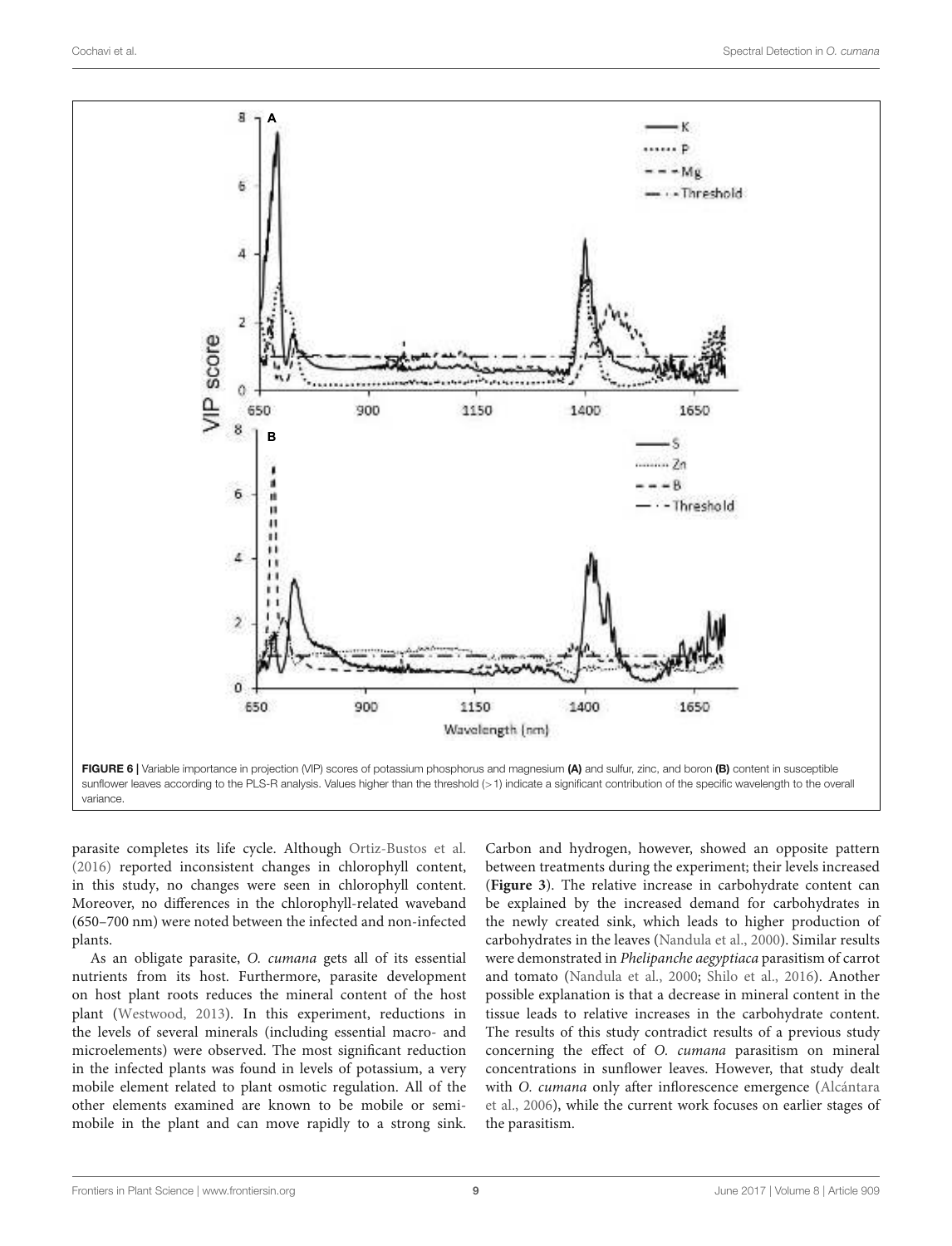FIGURE 6 | Variable importance in projection (VIP) scores of potassium phosphorus and magnesium **(A)** and sulfur, zinc, and boron **(B)** content in susceptible sunflower leaves according to the PLS-R analysis. Values higher than the threshold (>1) indicate a significant contribution of the specific wavelength to the overall variance.

parasite completes its life cycle. Although Ortiz-Bustos et al. (2016) reported inconsistent changes in chlorophyll content, in this study, no changes were seen in chlorophyll content. Moreover, no differences in the chlorophyll-related waveband (650–700 nm) were noted between the infected and non-infected plants.

As an obligate parasite, *O. cumana* gets all of its essential nutrients from its host. Furthermore, parasite development on host plant roots reduces the mineral content of the host plant (Westwood, 2013). In this experiment, reductions in the levels of several minerals (including essential macro- and microelements) were observed. The most significant reduction in the infected plants was found in levels of potassium, a very mobile element related to plant osmotic regulation. All of the other elements examined are known to be mobile or semi-mobile in the plant and can move rapidly to a strong sink. Carbon and hydrogen, however, showed an opposite pattern between treatments during the experiment; their levels increased (**Figure 3**). The relative increase in carbohydrate content can be explained by the increased demand for carbohydrates in the newly created sink, which leads to higher production of carbohydrates in the leaves (Nandula et al., 2000). Similar results were demonstrated in *Phelipanche aegyptiaca* parasitism of carrot and tomato (Nandula et al., 2000; Shilo et al., 2016). Another possible explanation is that a decrease in mineral content in the tissue leads to relative increases in the carbohydrate content. The results of this study contradict results of a previous study concerning the effect of *O. cumana* parasitism on mineral concentrations in sunflower leaves. However, that study dealt with *O. cumana* only after inflorescence emergence (Alcántara et al., 2006), while the current work focuses on earlier stages of the parasitism.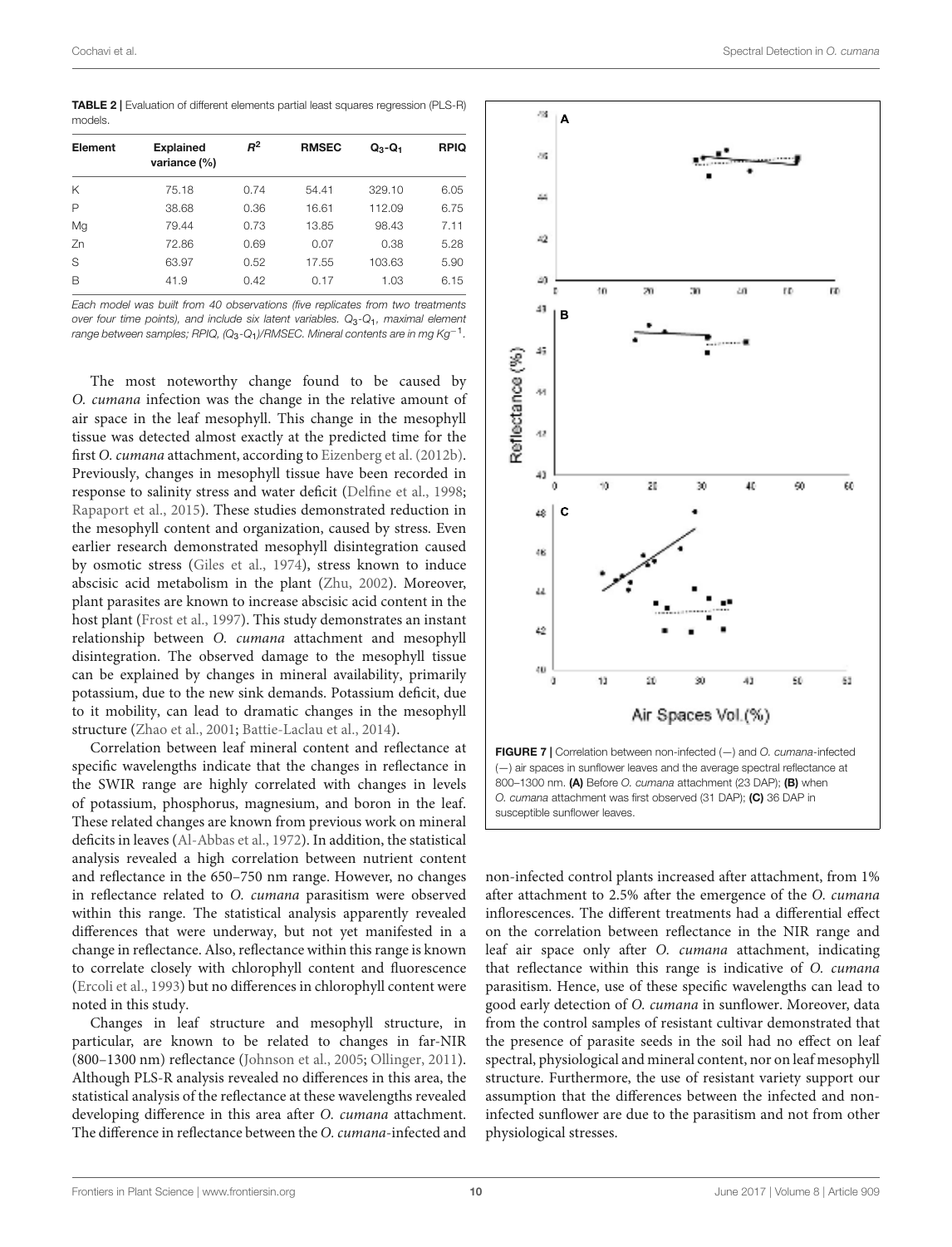**TABLE 2 |** Evaluation of different elements partial least squares regression (PLS-R) models.

| Element | Explained variance (%) | $R^2$ | RMSEC | $Q_3$-$Q_1$ | RPIQ |
|---|---|---|---|---|---|
| K | 75.18 | 0.74 | 54.41 | 329.10 | 6.05 |
| P | 38.68 | 0.36 | 16.61 | 112.09 | 6.75 |
| Mg | 79.44 | 0.73 | 13.85 | 98.43 | 7.11 |
| Zn | 72.86 | 0.69 | 0.07 | 0.38 | 5.28 |
| S | 63.97 | 0.52 | 17.55 | 103.63 | 5.90 |
| B | 41.9 | 0.42 | 0.17 | 1.03 | 6.15 |

*Each model was built from 40 observations (five replicates from two treatments over four time points), and include six latent variables. $Q_3$-$Q_1$, maximal element range between samples; RPIQ, ($Q_3$-$Q_1$)/RMSEC. Mineral contents are in mg $Kg^{-1}$.*

The most noteworthy change found to be caused by *O. cumana* infection was the change in the relative amount of air space in the leaf mesophyll. This change in the mesophyll tissue was detected almost exactly at the predicted time for the first *O. cumana* attachment, according to Eizenberg et al. (2012b). Previously, changes in mesophyll tissue have been recorded in response to salinity stress and water deficit (Delfine et al., 1998; Rapaport et al., 2015). These studies demonstrated reduction in the mesophyll content and organization, caused by stress. Even earlier research demonstrated mesophyll disintegration caused by osmotic stress (Giles et al., 1974), stress known to induce abscisic acid metabolism in the plant (Zhu, 2002). Moreover, plant parasites are known to increase abscisic acid content in the host plant (Frost et al., 1997). This study demonstrates an instant relationship between *O. cumana* attachment and mesophyll disintegration. The observed damage to the mesophyll tissue can be explained by changes in mineral availability, primarily potassium, due to the new sink demands. Potassium deficit, due to it mobility, can lead to dramatic changes in the mesophyll structure (Zhao et al., 2001; Battie-Laclau et al., 2014).

Correlation between leaf mineral content and reflectance at specific wavelengths indicate that the changes in reflectance in the SWIR range are highly correlated with changes in levels of potassium, phosphorus, magnesium, and boron in the leaf. These related changes are known from previous work on mineral deficits in leaves (Al-Abbas et al., 1972). In addition, the statistical analysis revealed a high correlation between nutrient content and reflectance in the 650–750 nm range. However, no changes in reflectance related to *O. cumana* parasitism were observed within this range. The statistical analysis apparently revealed differences that were underway, but not yet manifested in a change in reflectance. Also, reflectance within this range is known to correlate closely with chlorophyll content and fluorescence (Ercoli et al., 1993) but no differences in chlorophyll content were noted in this study.

Changes in leaf structure and mesophyll structure, in particular, are known to be related to changes in far-NIR (800–1300 nm) reflectance (Johnson et al., 2005; Ollinger, 2011). Although PLS-R analysis revealed no differences in this area, the statistical analysis of the reflectance at these wavelengths revealed developing difference in this area after *O. cumana* attachment. The difference in reflectance between the *O. cumana*-infected and non-infected control plants increased after attachment, from 1% after attachment to 2.5% after the emergence of the *O. cumana* inflorescences. The different treatments had a differential effect on the correlation between reflectance in the NIR range and leaf air space only after *O. cumana* attachment, indicating that reflectance within this range is indicative of *O. cumana* parasitism. Hence, use of these specific wavelengths can lead to good early detection of *O. cumana* in sunflower. Moreover, data from the control samples of resistant cultivar demonstrated that the presence of parasite seeds in the soil had no effect on leaf spectral, physiological and mineral content, nor on leaf mesophyll structure. Furthermore, the use of resistant variety support our assumption that the differences between the infected and non-infected sunflower are due to the parasitism and not from other physiological stresses.

**FIGURE 7 |** Correlation between non-infected (—) and *O. cumana*-infected (—) air spaces in sunflower leaves and the average spectral reflectance at 800–1300 nm. **(A)** Before *O. cumana* attachment (23 DAP); **(B)** when *O. cumana* attachment was first observed (31 DAP); **(C)** 36 DAP in susceptible sunflower leaves.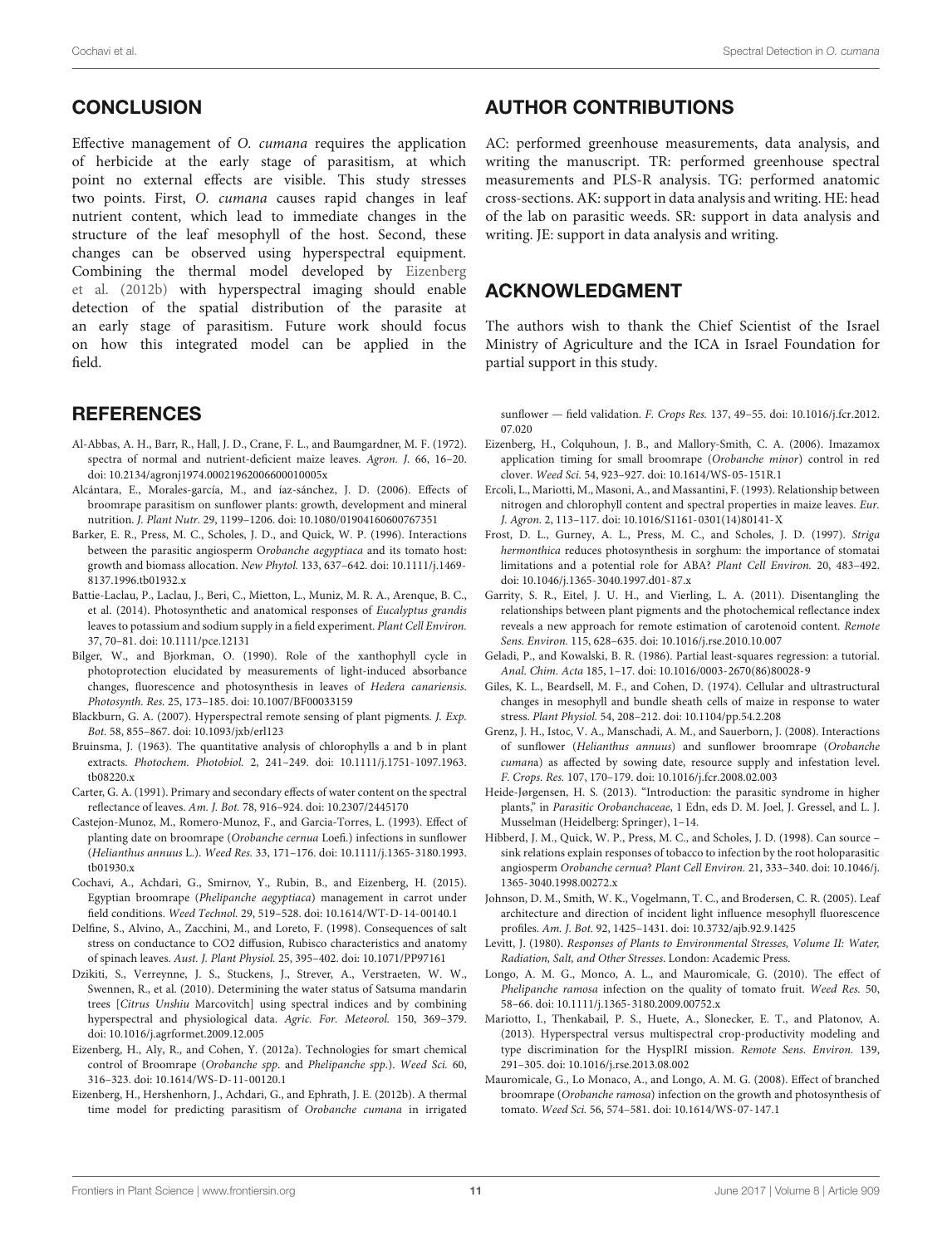## CONCLUSION

Effective management of *O. cumana* requires the application of herbicide at the early stage of parasitism, at which point no external effects are visible. This study stresses two points. First, *O. cumana* causes rapid changes in leaf nutrient content, which lead to immediate changes in the structure of the leaf mesophyll of the host. Second, these changes can be observed using hyperspectral equipment. Combining the thermal model developed by Eizenberg et al. (2012b) with hyperspectral imaging should enable detection of the spatial distribution of the parasite at an early stage of parasitism. Future work should focus on how this integrated model can be applied in the field.

## AUTHOR CONTRIBUTIONS

AC: performed greenhouse measurements, data analysis, and writing the manuscript. TR: performed greenhouse spectral measurements and PLS-R analysis. TG: performed anatomic cross-sections. AK: support in data analysis and writing. HE: head of the lab on parasitic weeds. SR: support in data analysis and writing. JE: support in data analysis and writing.

## ACKNOWLEDGMENT

The authors wish to thank the Chief Scientist of the Israel Ministry of Agriculture and the ICA in Israel Foundation for partial support in this study.

## REFERENCES

Al-Abbas, A. H., Barr, R., Hall, J. D., Crane, F. L., and Baumgardner, M. F. (1972). spectra of normal and nutrient-deficient maize leaves. *Agron. J.* 66, 16–20. doi: 10.2134/agronj1974.00021962006600010005x

Alcántara, E., Morales-garcía, M., and íaz-sánchez, J. D. (2006). Effects of broomrape parasitism on sunflower plants: growth, development and mineral nutrition. *J. Plant Nutr.* 29, 1199–1206. doi: 10.1080/01904160600767351

Barker, E. R., Press, M. C., Scholes, J. D., and Quick, W. P. (1996). Interactions between the parasitic angiosperm O*robanche aegyptiaca* and its tomato host: growth and biomass allocation. *New Phytol.* 133, 637–642. doi: 10.1111/j.1469-8137.1996.tb01932.x

Battie-Laclau, P., Laclau, J., Beri, C., Mietton, L., Muniz, M. R. A., Arenque, B. C., et al. (2014). Photosynthetic and anatomical responses of *Eucalyptus grandis* leaves to potassium and sodium supply in a field experiment. *Plant Cell Environ.* 37, 70–81. doi: 10.1111/pce.12131

Bilger, W., and Bjorkman, O. (1990). Role of the xanthophyll cycle in photoprotection elucidated by measurements of light-induced absorbance changes, fluorescence and photosynthesis in leaves of *Hedera canariensis*. *Photosynth. Res.* 25, 173–185. doi: 10.1007/BF00033159

Blackburn, G. A. (2007). Hyperspectral remote sensing of plant pigments. *J. Exp. Bot.* 58, 855–867. doi: 10.1093/jxb/erl123

Bruinsma, J. (1963). The quantitative analysis of chlorophylls a and b in plant extracts. *Photochem. Photobiol.* 2, 241–249. doi: 10.1111/j.1751-1097.1963.tb08220.x

Carter, G. A. (1991). Primary and secondary effects of water content on the spectral reflectance of leaves. *Am. J. Bot.* 78, 916–924. doi: 10.2307/2445170

Castejon-Munoz, M., Romero-Munoz, F., and Garcia-Torres, L. (1993). Effect of planting date on broomrape (*Orobanche cernua* Loefi.) infections in sunflower (*Helianthus annuus* L.). *Weed Res.* 33, 171–176. doi: 10.1111/j.1365-3180.1993.tb01930.x

Cochavi, A., Achdari, G., Smirnov, Y., Rubin, B., and Eizenberg, H. (2015). Egyptian broomrape (*Phelipanche aegyptiaca*) management in carrot under field conditions. *Weed Technol.* 29, 519–528. doi: 10.1614/WT-D-14-00140.1

Delfine, S., Alvino, A., Zacchini, M., and Loreto, F. (1998). Consequences of salt stress on conductance to CO2 diffusion, Rubisco characteristics and anatomy of spinach leaves. *Aust. J. Plant Physiol.* 25, 395–402. doi: 10.1071/PP97161

Dzikiti, S., Verreynne, J. S., Stuckens, J., Strever, A., Verstraeten, W. W., Swennen, R., et al. (2010). Determining the water status of Satsuma mandarin trees [*Citrus Unshiu* Marcovitch] using spectral indices and by combining hyperspectral and physiological data. *Agric. For. Meteorol.* 150, 369–379. doi: 10.1016/j.agrformet.2009.12.005

Eizenberg, H., Aly, R., and Cohen, Y. (2012a). Technologies for smart chemical control of Broomrape (*Orobanche spp*. and *Phelipanche spp*.). *Weed Sci.* 60, 316–323. doi: 10.1614/WS-D-11-00120.1

Eizenberg, H., Hershenhorn, J., Achdari, G., and Ephrath, J. E. (2012b). A thermal time model for predicting parasitism of *Orobanche cumana* in irrigated sunflower — field validation. *F. Crops Res.* 137, 49–55. doi: 10.1016/j.fcr.2012.07.020

Eizenberg, H., Colquhoun, J. B., and Mallory-Smith, C. A. (2006). Imazamox application timing for small broomrape (*Orobanche minor*) control in red clover. *Weed Sci.* 54, 923–927. doi: 10.1614/WS-05-151R.1

Ercoli, L., Mariotti, M., Masoni, A., and Massantini, F. (1993). Relationship between nitrogen and chlorophyll content and spectral properties in maize leaves. *Eur. J. Agron.* 2, 113–117. doi: 10.1016/S1161-0301(14)80141-X

Frost, D. L., Gurney, A. L., Press, M. C., and Scholes, J. D. (1997). *Striga hermonthica* reduces photosynthesis in sorghum: the importance of stomatai limitations and a potential role for ABA? *Plant Cell Environ.* 20, 483–492. doi: 10.1046/j.1365-3040.1997.d01-87.x

Garrity, S. R., Eitel, J. U. H., and Vierling, L. A. (2011). Disentangling the relationships between plant pigments and the photochemical reflectance index reveals a new approach for remote estimation of carotenoid content. *Remote Sens. Environ.* 115, 628–635. doi: 10.1016/j.rse.2010.10.007

Geladi, P., and Kowalski, B. R. (1986). Partial least-squares regression: a tutorial. *Anal. Chim. Acta* 185, 1–17. doi: 10.1016/0003-2670(86)80028-9

Giles, K. L., Beardsell, M. F., and Cohen, D. (1974). Cellular and ultrastructural changes in mesophyll and bundle sheath cells of maize in response to water stress. *Plant Physiol.* 54, 208–212. doi: 10.1104/pp.54.2.208

Grenz, J. H., Istoc, V. A., Manschadi, A. M., and Sauerborn, J. (2008). Interactions of sunflower (*Helianthus annuus*) and sunflower broomrape (*Orobanche cumana*) as affected by sowing date, resource supply and infestation level. *F. Crops Res.* 107, 170–179. doi: 10.1016/j.fcr.2008.02.003

Heide-Jørgensen, H. S. (2013). "Introduction: the parasitic syndrome in higher plants," in *Parasitic Orobanchaceae*, 1 Edn, eds D. M. Joel, J. Gressel, and L. J. Musselman (Heidelberg: Springer), 1–14.

Hibberd, J. M., Quick, W. P., Press, M. C., and Scholes, J. D. (1998). Can source – sink relations explain responses of tobacco to infection by the root holoparasitic angiosperm *Orobanche cernua*? *Plant Cell Environ.* 21, 333–340. doi: 10.1046/j.1365-3040.1998.00272.x

Johnson, D. M., Smith, W. K., Vogelmann, T. C., and Brodersen, C. R. (2005). Leaf architecture and direction of incident light influence mesophyll fluorescence profiles. *Am. J. Bot.* 92, 1425–1431. doi: 10.3732/ajb.92.9.1425

Levitt, J. (1980). *Responses of Plants to Environmental Stresses, Volume II: Water, Radiation, Salt, and Other Stresses*. London: Academic Press.

Longo, A. M. G., Monco, A. L., and Mauromicale, G. (2010). The effect of *Phelipanche ramosa* infection on the quality of tomato fruit. *Weed Res.* 50, 58–66. doi: 10.1111/j.1365-3180.2009.00752.x

Mariotto, I., Thenkabail, P. S., Huete, A., Slonecker, E. T., and Platonov, A. (2013). Hyperspectral versus multispectral crop-productivity modeling and type discrimination for the HyspIRI mission. *Remote Sens. Environ.* 139, 291–305. doi: 10.1016/j.rse.2013.08.002

Mauromicale, G., Lo Monaco, A., and Longo, A. M. G. (2008). Effect of branched broomrape (*Orobanche ramosa*) infection on the growth and photosynthesis of tomato. *Weed Sci.* 56, 574–581. doi: 10.1614/WS-07-147.1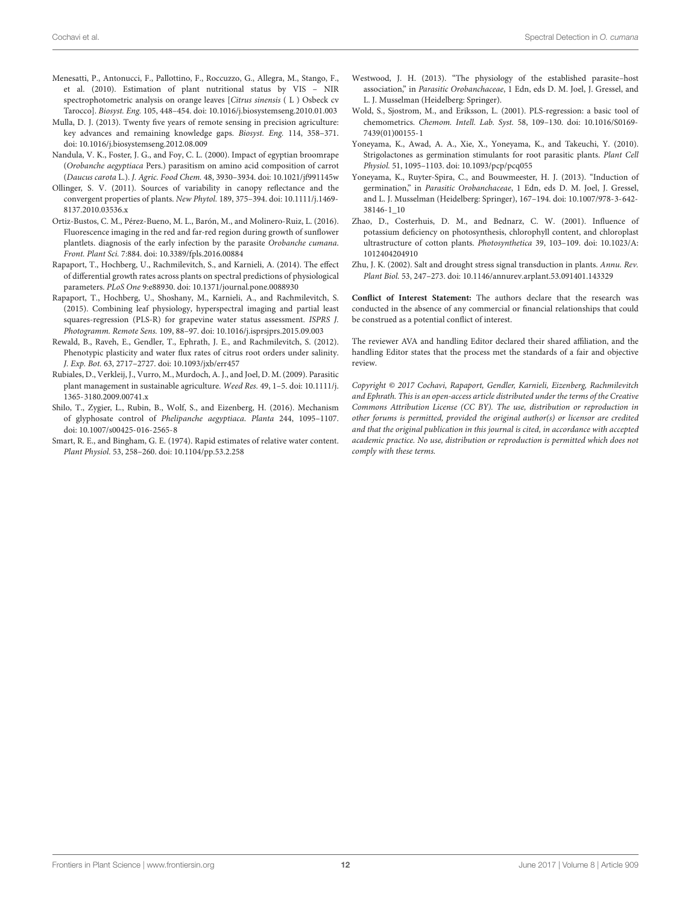Menesatti, P., Antonucci, F., Pallottino, F., Roccuzzo, G., Allegra, M., Stango, F., et al. (2010). Estimation of plant nutritional status by VIS – NIR spectrophotometric analysis on orange leaves [*Citrus sinensis* ( L ) Osbeck cv Tarocco]. *Biosyst. Eng.* 105, 448–454. doi: 10.1016/j.biosystemseng.2010.01.003

Mulla, D. J. (2013). Twenty five years of remote sensing in precision agriculture: key advances and remaining knowledge gaps. *Biosyst. Eng.* 114, 358–371. doi: 10.1016/j.biosystemseng.2012.08.009

Nandula, V. K., Foster, J. G., and Foy, C. L. (2000). Impact of egyptian broomrape (*Orobanche aegyptiaca* Pers.) parasitism on amino acid composition of carrot (*Daucus carota* L.). *J. Agric. Food Chem.* 48, 3930–3934. doi: 10.1021/jf991145w

Ollinger, S. V. (2011). Sources of variability in canopy reflectance and the convergent properties of plants. *New Phytol.* 189, 375–394. doi: 10.1111/j.1469-8137.2010.03536.x

Ortiz-Bustos, C. M., Pérez-Bueno, M. L., Barón, M., and Molinero-Ruiz, L. (2016). Fluorescence imaging in the red and far-red region during growth of sunflower plantlets. diagnosis of the early infection by the parasite *Orobanche cumana*. *Front. Plant Sci.* 7:884. doi: 10.3389/fpls.2016.00884

Rapaport, T., Hochberg, U., Rachmilevitch, S., and Karnieli, A. (2014). The effect of differential growth rates across plants on spectral predictions of physiological parameters. *PLoS One* 9:e88930. doi: 10.1371/journal.pone.0088930

Rapaport, T., Hochberg, U., Shoshany, M., Karnieli, A., and Rachmilevitch, S. (2015). Combining leaf physiology, hyperspectral imaging and partial least squares-regression (PLS-R) for grapevine water status assessment. *ISPRS J. Photogramm. Remote Sens.* 109, 88–97. doi: 10.1016/j.isprsjprs.2015.09.003

Rewald, B., Raveh, E., Gendler, T., Ephrath, J. E., and Rachmilevitch, S. (2012). Phenotypic plasticity and water flux rates of citrus root orders under salinity. *J. Exp. Bot.* 63, 2717–2727. doi: 10.1093/jxb/err457

Rubiales, D., Verkleij, J., Vurro, M., Murdoch, A. J., and Joel, D. M. (2009). Parasitic plant management in sustainable agriculture. *Weed Res.* 49, 1–5. doi: 10.1111/j.1365-3180.2009.00741.x

Shilo, T., Zygier, L., Rubin, B., Wolf, S., and Eizenberg, H. (2016). Mechanism of glyphosate control of *Phelipanche aegyptiaca*. *Planta* 244, 1095–1107. doi: 10.1007/s00425-016-2565-8

Smart, R. E., and Bingham, G. E. (1974). Rapid estimates of relative water content. *Plant Physiol.* 53, 258–260. doi: 10.1104/pp.53.2.258

Westwood, J. H. (2013). "The physiology of the established parasite–host association," in *Parasitic Orobanchaceae*, 1 Edn, eds D. M. Joel, J. Gressel, and L. J. Musselman (Heidelberg: Springer).

Wold, S., Sjostrom, M., and Eriksson, L. (2001). PLS-regression: a basic tool of chemometrics. *Chemom. Intell. Lab. Syst.* 58, 109–130. doi: 10.1016/S0169-7439(01)00155-1

Yoneyama, K., Awad, A. A., Xie, X., Yoneyama, K., and Takeuchi, Y. (2010). Strigolactones as germination stimulants for root parasitic plants. *Plant Cell Physiol.* 51, 1095–1103. doi: 10.1093/pcp/pcq055

Yoneyama, K., Ruyter-Spira, C., and Bouwmeester, H. J. (2013). "Induction of germination," in *Parasitic Orobanchaceae*, 1 Edn, eds D. M. Joel, J. Gressel, and L. J. Musselman (Heidelberg: Springer), 167–194. doi: 10.1007/978-3-642-38146-1_10

Zhao, D., Costerhuis, D. M., and Bednarz, C. W. (2001). Influence of potassium deficiency on photosynthesis, chlorophyll content, and chloroplast ultrastructure of cotton plants. *Photosynthetica* 39, 103–109. doi: 10.1023/A:1012404204910

Zhu, J. K. (2002). Salt and drought stress signal transduction in plants. *Annu. Rev. Plant Biol.* 53, 247–273. doi: 10.1146/annurev.arplant.53.091401.143329

**Conflict of Interest Statement:** The authors declare that the research was conducted in the absence of any commercial or financial relationships that could be construed as a potential conflict of interest.

The reviewer AVA and handling Editor declared their shared affiliation, and the handling Editor states that the process met the standards of a fair and objective review.

*Copyright © 2017 Cochavi, Rapaport, Gendler, Karnieli, Eizenberg, Rachmilevitch and Ephrath. This is an open-access article distributed under the terms of the Creative Commons Attribution License (CC BY). The use, distribution or reproduction in other forums is permitted, provided the original author(s) or licensor are credited and that the original publication in this journal is cited, in accordance with accepted academic practice. No use, distribution or reproduction is permitted which does not comply with these terms.*